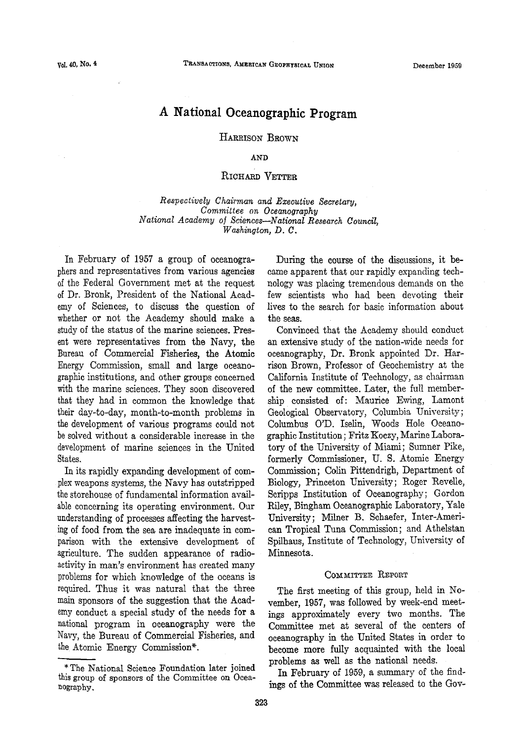# A National Oceanographic Program

HARRISON BROWN

AND

RICHARD VETTER

*Respectively Chairman and Executive Secretary, Committee on Oceanography National Academy of Sciences—National Research Council, Washington, D. C.*

In February of 1957 a group of oceanographers and representatives from various agencies of the Federal Government met at the request of Dr. Bronk, President of the National Academy of Sciences, to discuss the question of whether or not the Academy should make a study of the status of the marine sciences. Present were representatives from the Navy, the Bureau of Commercial Fisheries, the Atomic Energy Commission, small and large oceanographic institutions, and other groups concerned with the marine sciences. They soon discovered that they had in common the knowledge that their day-to-day, month-to-month problems in the development of various programs could not be solved without a considerable increase in the development of marine sciences in the United States.

In its rapidly expanding development of complex weapons systems, the Navy has outstripped the storehouse of fundamental information available concerning its operating environment. Our understanding of processes affecting the harvesting of food from the sea are inadequate in comparison with the extensive development of agriculture. The sudden appearance of radioactivity in man's environment has created many problems for which knowledge of the oceans is required. Thus it was natural that the three main sponsors of the suggestion that the Academy conduct a special study of the needs for a national program in oceanography were the Navy, the Bureau of Commercial Fisheries, and the Atomic Energy Commission*.

During the course of the discussions, it became apparent that our rapidly expanding technology was placing tremendous demands on the few scientists who had been devoting their lives to the search for basic information about the seas.

Convinced that the Academy should conduct an extensive study of the nation-wide needs for oceanography, Dr. Bronk appointed Dr. Harrison Brown, Professor of Geochemistry at the California Institute of Technology, as chairman of the new committee. Later, the full membership consisted of: Maurice Ewing, Lamont Geological Observatory, Columbia University; Columbus O'D. Iselin, Woods Hole Oceanographic Institution; Fritz Koczy, Marine Laboratory of the University of Miami; Sumner Pike, formerly Commissioner, U. S. Atomic Energy Commission; Colin Pittendrigh, Department of Biology, Princeton University; Roger Revelle, Scripps Institution of Oceanography; Gordon Riley, Bingham Oceanographic Laboratory, Yale University; Milner B. Schaefer, Inter-American Tropical Tuna Commission; and Athelstan Spilhaus, Institute of Technology, University of Minnesota.

## COMMITTEE REPORT

The first meeting of this group, held in November, 1957, was followed by week-end meetings approximately every two months. The Committee met at several of the centers of oceanography in the United States in order to become more fully acquainted with the local problems as well as the national needs.

In February of 1959, a summary of the findings of the Committee was released to the Gov-

*The National Science Foundation later joined this group of sponsors of the Committee on Oceanography.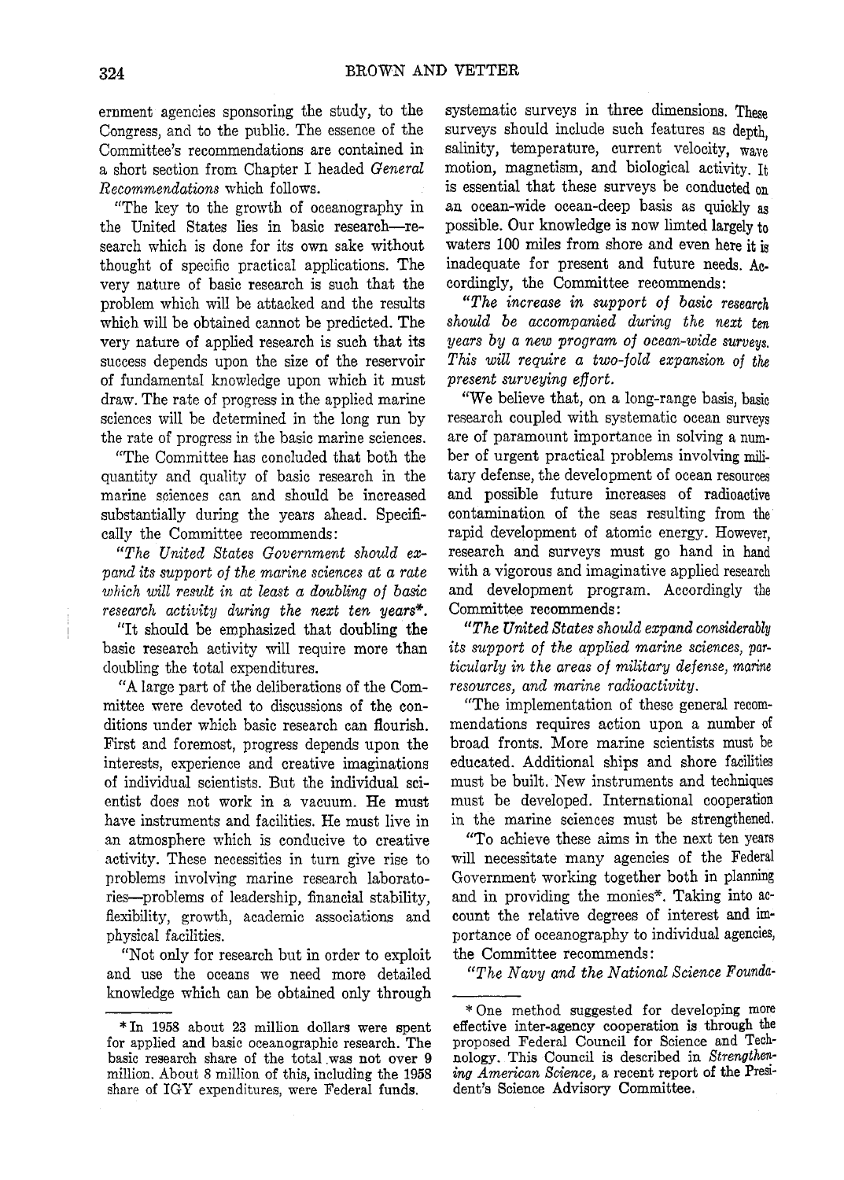ernment agencies sponsoring the study, to the Congress, and to the public. The essence of the Committee's recommendations are contained in a short section from Chapter I headed *General Recommendations* which follows.

"The key to the growth of oceanography in the United States lies in basic research—research which is done for its own sake without thought of specific practical applications. The very nature of basic research is such that the problem which will be attacked and the results which will be obtained cannot be predicted. The very nature of applied research is such that its success depends upon the size of the reservoir of fundamental knowledge upon which it must draw. The rate of progress in the applied marine sciences will be determined in the long run by the rate of progress in the basic marine sciences.

"The Committee has concluded that both the quantity and quality of basic research in the marine sciences can and should be increased substantially during the years ahead. Specifically the Committee recommends:

*"The United States Government should expand its support of the marine sciences at a rate which will result in at least a doubling of basic research activity during the next ten years*\*.

"It should be emphasized that doubling the basic research activity will require more than doubling the total expenditures.

"A large part of the deliberations of the Committee were devoted to discussions of the conditions under which basic research can flourish. First and foremost, progress depends upon the interests, experience and creative imaginations of individual scientists. But the individual scientist does not work in a vacuum. He must have instruments and facilities. He must live in an atmosphere which is conducive to creative activity. These necessities in turn give rise to problems involving marine research laboratories—problems of leadership, financial stability, flexibility, growth, academic associations and physical facilities.

"Not only for research but in order to exploit and use the oceans we need more detailed knowledge which can be obtained only through systematic surveys in three dimensions. These surveys should include such features as depth, salinity, temperature, current velocity, wave motion, magnetism, and biological activity. It is essential that these surveys be conducted on an ocean-wide ocean-deep basis as quickly as possible. Our knowledge is now limted largely to waters 100 miles from shore and even here it is inadequate for present and future needs. Accordingly, the Committee recommends:

*"The increase in support of basic research should be accompanied during the next ten years by a new program of ocean-wide surveys. This will require a two-fold expansion of the present surveying effort.*

"We believe that, on a long-range basis, basic research coupled with systematic ocean surveys are of paramount importance in solving a number of urgent practical problems involving military defense, the development of ocean resources and possible future increases of radioactive contamination of the seas resulting from the rapid development of atomic energy. However, research and surveys must go hand in hand with a vigorous and imaginative applied research and development program. Accordingly the Committee recommends:

*"The United States should expand considerably its support of the applied marine sciences, particularly in the areas of military defense, marine resources, and marine radioactivity.*

"The implementation of these general recommendations requires action upon a number of broad fronts. More marine scientists must be educated. Additional ships and shore facilities must be built. New instruments and techniques must be developed. International cooperation in the marine sciences must be strengthened.

"To achieve these aims in the next ten years will necessitate many agencies of the Federal Government working together both in planning and in providing the monies\*. Taking into account the relative degrees of interest and importance of oceanography to individual agencies, the Committee recommends:

*"The Navy and the National Science Founda-*

---

\* In 1958 about 23 million dollars were spent for applied and basic oceanographic research. The basic research share of the total was not over 9 million. About 8 million of this, including the 1958 share of IGY expenditures, were Federal funds.

\* One method suggested for developing more effective inter-agency cooperation is through the proposed Federal Council for Science and Technology. This Council is described in *Strengthening American Science*, a recent report of the President's Science Advisory Committee.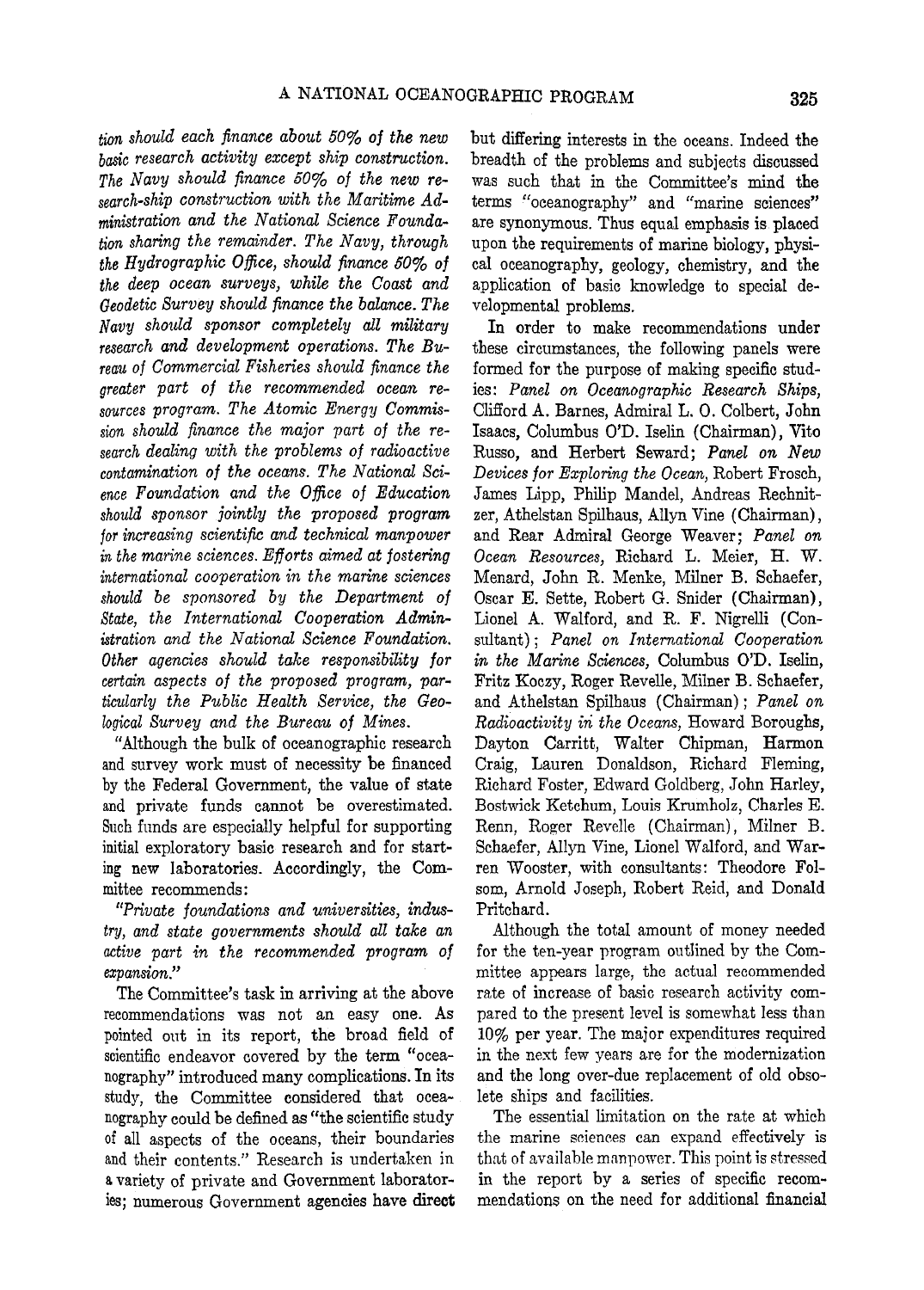*tion should each finance about 50% of the new basic research activity except ship construction. The Navy should finance 50% of the new research-ship construction with the Maritime Administration and the National Science Foundation sharing the remainder. The Navy, through the Hydrographic Office, should finance 50% of the deep ocean surveys, while the Coast and Geodetic Survey should finance the balance. The Navy should sponsor completely all military research and development operations. The Bureau of Commercial Fisheries should finance the greater part of the recommended ocean resources program. The Atomic Energy Commission should finance the major part of the research dealing with the problems of radioactive contamination of the oceans. The National Science Foundation and the Office of Education should sponsor jointly the proposed program for increasing scientific and technical manpower in the marine sciences. Efforts aimed at fostering international cooperation in the marine sciences should be sponsored by the Department of State, the International Cooperation Administration and the National Science Foundation. Other agencies should take responsibility for certain aspects of the proposed program, particularly the Public Health Service, the Geological Survey and the Bureau of Mines.*

"Although the bulk of oceanographic research and survey work must of necessity be financed by the Federal Government, the value of state and private funds cannot be overestimated. Such funds are especially helpful for supporting initial exploratory basic research and for starting new laboratories. Accordingly, the Committee recommends:

*"Private foundations and universities, industry, and state governments should all take an active part in the recommended program of expansion."*

The Committee's task in arriving at the above recommendations was not an easy one. As pointed out in its report, the broad field of scientific endeavor covered by the term "oceanography" introduced many complications. In its study, the Committee considered that oceanography could be defined as "the scientific study of all aspects of the oceans, their boundaries and their contents." Research is undertaken in a variety of private and Government laboratories; numerous Government agencies have direct but differing interests in the oceans. Indeed the breadth of the problems and subjects discussed was such that in the Committee's mind the terms "oceanography" and "marine sciences" are synonymous. Thus equal emphasis is placed upon the requirements of marine biology, physical oceanography, geology, chemistry, and the application of basic knowledge to special developmental problems.

In order to make recommendations under these circumstances, the following panels were formed for the purpose of making specific studies: *Panel on Oceanographic Research Ships*, Clifford A. Barnes, Admiral L. O. Colbert, John Isaacs, Columbus O'D. Iselin (Chairman), Vito Russo, and Herbert Seward; *Panel on New Devices for Exploring the Ocean*, Robert Frosch, James Lipp, Philip Mandel, Andreas Rechnitzer, Athelstan Spilhaus, Allyn Vine (Chairman), and Rear Admiral George Weaver; *Panel on Ocean Resources*, Richard L. Meier, H. W. Menard, John R. Menke, Milner B. Schaefer, Oscar E. Sette, Robert G. Snider (Chairman), Lionel A. Walford, and R. F. Nigrelli (Consultant); *Panel on International Cooperation in the Marine Sciences*, Columbus O'D. Iselin, Fritz Koczy, Roger Revelle, Milner B. Schaefer, and Athelstan Spilhaus (Chairman); *Panel on Radioactivity in the Oceans*, Howard Boroughs, Dayton Carritt, Walter Chipman, Harmon Craig, Lauren Donaldson, Richard Fleming, Richard Foster, Edward Goldberg, John Harley, Bostwick Ketchum, Louis Krumholz, Charles E. Renn, Roger Revelle (Chairman), Milner B. Schaefer, Allyn Vine, Lionel Walford, and Warren Wooster, with consultants: Theodore Folsom, Arnold Joseph, Robert Reid, and Donald Pritchard.

Although the total amount of money needed for the ten-year program outlined by the Committee appears large, the actual recommended rate of increase of basic research activity compared to the present level is somewhat less than 10% per year. The major expenditures required in the next few years are for the modernization and the long over-due replacement of old obsolete ships and facilities.

The essential limitation on the rate at which the marine sciences can expand effectively is that of available manpower. This point is stressed in the report by a series of specific recommendations on the need for additional financial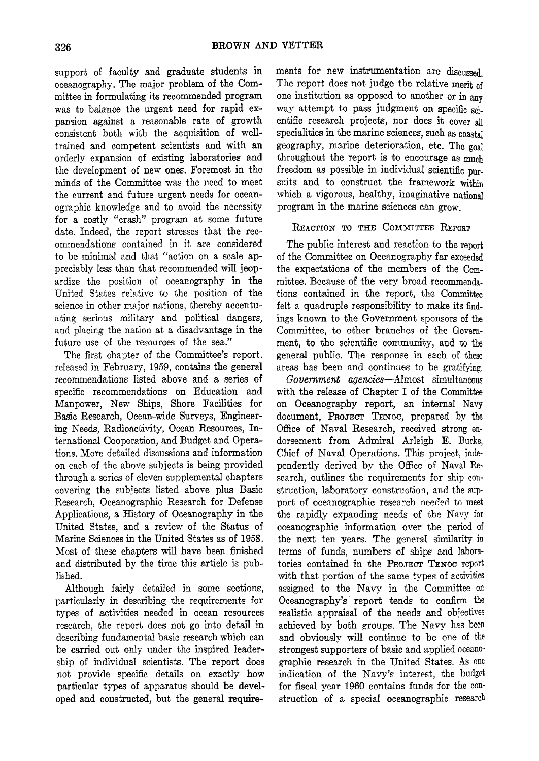support of faculty and graduate students in oceanography. The major problem of the Committee in formulating its recommended program was to balance the urgent need for rapid expansion against a reasonable rate of growth consistent both with the acquisition of well-trained and competent scientists and with an orderly expansion of existing laboratories and the development of new ones. Foremost in the minds of the Committee was the need to meet the current and future urgent needs for oceanographic knowledge and to avoid the necessity for a costly "crash" program at some future date. Indeed, the report stresses that the recommendations contained in it are considered to be minimal and that "action on a scale appreciably less than that recommended will jeopardize the position of oceanography in the United States relative to the position of the science in other major nations, thereby accentuating serious military and political dangers, and placing the nation at a disadvantage in the future use of the resources of the sea."

The first chapter of the Committee's report, released in February, 1959, contains the general recommendations listed above and a series of specific recommendations on Education and Manpower, New Ships, Shore Facilities for Basic Research, Ocean-wide Surveys, Engineering Needs, Radioactivity, Ocean Resources, International Cooperation, and Budget and Operations. More detailed discussions and information on each of the above subjects is being provided through a series of eleven supplemental chapters covering the subjects listed above plus Basic Research, Oceanographic Research for Defense Applications, a History of Oceanography in the United States, and a review of the Status of Marine Sciences in the United States as of 1958. Most of these chapters will have been finished and distributed by the time this article is published.

Although fairly detailed in some sections, particularly in describing the requirements for types of activities needed in ocean resources research, the report does not go into detail in describing fundamental basic research which can be carried out only under the inspired leadership of individual scientists. The report does not provide specific details on exactly how particular types of apparatus should be developed and constructed, but the general requirements for new instrumentation are discussed. The report does not judge the relative merit of one institution as opposed to another or in any way attempt to pass judgment on specific scientific research projects, nor does it cover all specialities in the marine sciences, such as coastal geography, marine deterioration, etc. The goal throughout the report is to encourage as much freedom as possible in individual scientific pursuits and to construct the framework within which a vigorous, healthy, imaginative national program in the marine sciences can grow.

## Reaction to the Committee Report

The public interest and reaction to the report of the Committee on Oceanography far exceeded the expectations of the members of the Committee. Because of the very broad recommendations contained in the report, the Committee felt a quadruple responsibility to make its findings known to the Government sponsors of the Committee, to other branches of the Government, to the scientific community, and to the general public. The response in each of these areas has been and continues to be gratifying.

*Government agencies*—Almost simultaneous with the release of Chapter I of the Committee on Oceanography report, an internal Navy document, Project Tenoc, prepared by the Office of Naval Research, received strong endorsement from Admiral Arleigh E. Burke, Chief of Naval Operations. This project, independently derived by the Office of Naval Research, outlines the requirements for ship construction, laboratory construction, and the support of oceanographic research needed to meet the rapidly expanding needs of the Navy for oceanographic information over the period of the next ten years. The general similarity in terms of funds, numbers of ships and laboratories contained in the Project Tenoc report with that portion of the same types of activities assigned to the Navy in the Committee on Oceanography's report tends to confirm the realistic appraisal of the needs and objectives achieved by both groups. The Navy has been and obviously will continue to be one of the strongest supporters of basic and applied oceanographic research in the United States. As one indication of the Navy's interest, the budget for fiscal year 1960 contains funds for the construction of a special oceanographic research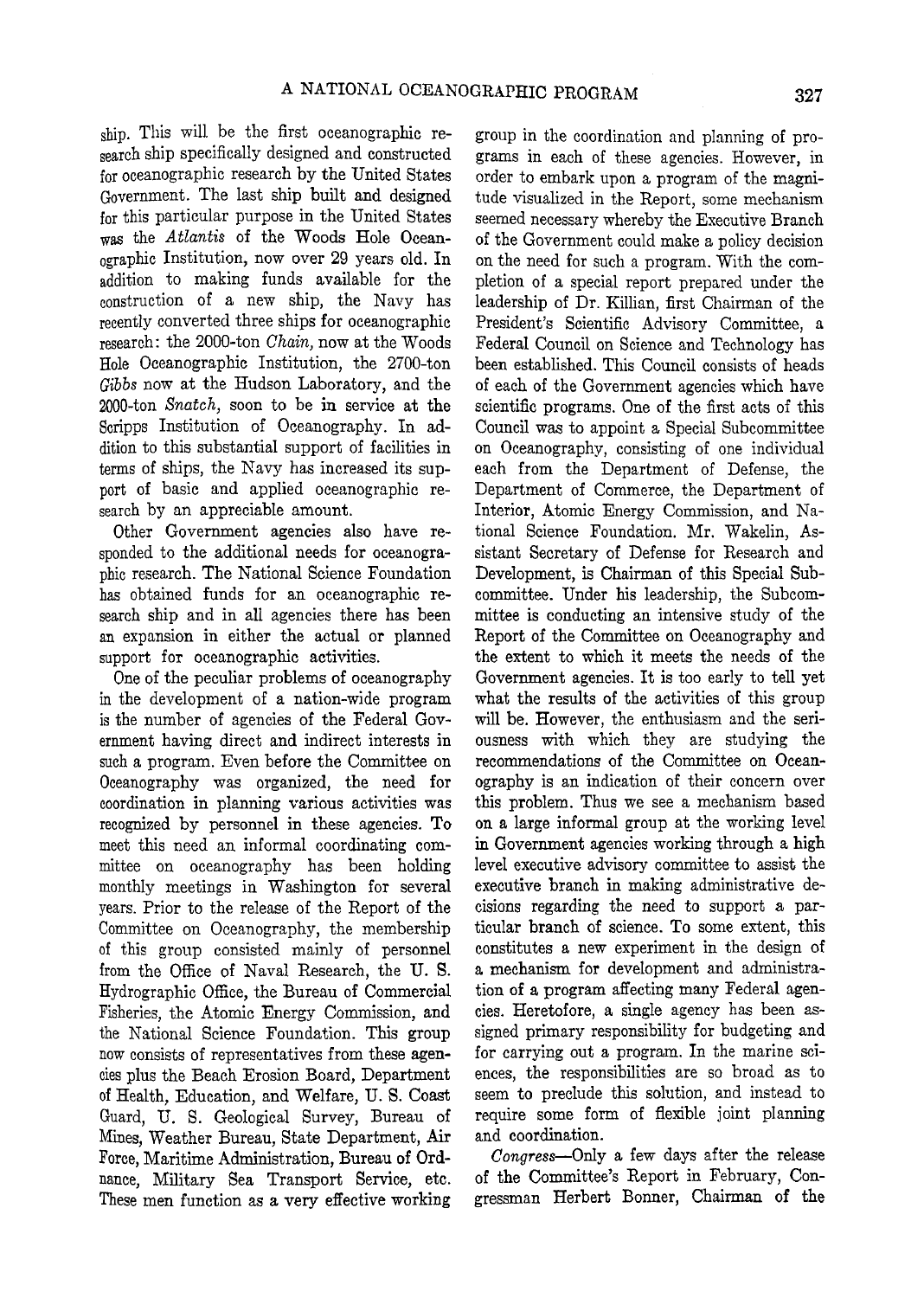ship. This will be the first oceanographic research ship specifically designed and constructed for oceanographic research by the United States Government. The last ship built and designed for this particular purpose in the United States was the *Atlantis* of the Woods Hole Oceanographic Institution, now over 29 years old. In addition to making funds available for the construction of a new ship, the Navy has recently converted three ships for oceanographic research: the 2000-ton *Chain,* now at the Woods Hole Oceanographic Institution, the 2700-ton *Gibbs* now at the Hudson Laboratory, and the 2000-ton *Snatch,* soon to be in service at the Scripps Institution of Oceanography. In addition to this substantial support of facilities in terms of ships, the Navy has increased its support of basic and applied oceanographic research by an appreciable amount.

Other Government agencies also have responded to the additional needs for oceanographic research. The National Science Foundation has obtained funds for an oceanographic research ship and in all agencies there has been an expansion in either the actual or planned support for oceanographic activities.

One of the peculiar problems of oceanography in the development of a nation-wide program is the number of agencies of the Federal Government having direct and indirect interests in such a program. Even before the Committee on Oceanography was organized, the need for coordination in planning various activities was recognized by personnel in these agencies. To meet this need an informal coordinating committee on oceanography has been holding monthly meetings in Washington for several years. Prior to the release of the Report of the Committee on Oceanography, the membership of this group consisted mainly of personnel from the Office of Naval Research, the U. S. Hydrographic Office, the Bureau of Commercial Fisheries, the Atomic Energy Commission, and the National Science Foundation. This group now consists of representatives from these agencies plus the Beach Erosion Board, Department of Health, Education, and Welfare, U. S. Coast Guard, U. S. Geological Survey, Bureau of Mines, Weather Bureau, State Department, Air Force, Maritime Administration, Bureau of Ordnance, Military Sea Transport Service, etc. These men function as a very effective working group in the coordination and planning of programs in each of these agencies. However, in order to embark upon a program of the magnitude visualized in the Report, some mechanism seemed necessary whereby the Executive Branch of the Government could make a policy decision on the need for such a program. With the completion of a special report prepared under the leadership of Dr. Killian, first Chairman of the President's Scientific Advisory Committee, a Federal Council on Science and Technology has been established. This Council consists of heads of each of the Government agencies which have scientific programs. One of the first acts of this Council was to appoint a Special Subcommittee on Oceanography, consisting of one individual each from the Department of Defense, the Department of Commerce, the Department of Interior, Atomic Energy Commission, and National Science Foundation. Mr. Wakelin, Assistant Secretary of Defense for Research and Development, is Chairman of this Special Subcommittee. Under his leadership, the Subcommittee is conducting an intensive study of the Report of the Committee on Oceanography and the extent to which it meets the needs of the Government agencies. It is too early to tell yet what the results of the activities of this group will be. However, the enthusiasm and the seriousness with which they are studying the recommendations of the Committee on Oceanography is an indication of their concern over this problem. Thus we see a mechanism based on a large informal group at the working level in Government agencies working through a high level executive advisory committee to assist the executive branch in making administrative decisions regarding the need to support a particular branch of science. To some extent, this constitutes a new experiment in the design of a mechanism for development and administration of a program affecting many Federal agencies. Heretofore, a single agency has been assigned primary responsibility for budgeting and for carrying out a program. In the marine sciences, the responsibilities are so broad as to seem to preclude this solution, and instead to require some form of flexible joint planning and coordination.

*Congress*—Only a few days after the release of the Committee's Report in February, Congressman Herbert Bonner, Chairman of the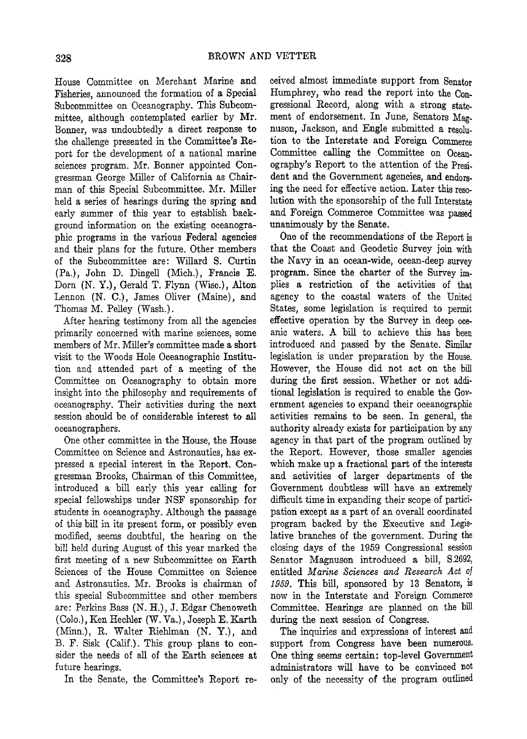House Committee on Merchant Marine and Fisheries, announced the formation of a Special Subcommittee on Oceanography. This Subcommittee, although contemplated earlier by Mr. Bonner, was undoubtedly a direct response to the challenge presented in the Committee's Report for the development of a national marine sciences program. Mr. Bonner appointed Congressman George Miller of California as Chairman of this Special Subcommittee. Mr. Miller held a series of hearings during the spring and early summer of this year to establish background information on the existing oceanographic programs in the various Federal agencies and their plans for the future. Other members of the Subcommittee are: Willard S. Curtin (Pa.), John D. Dingell (Mich.), Francis E. Dorn (N. Y.), Gerald T. Flynn (Wisc.), Alton Lennon (N. C.), James Oliver (Maine), and Thomas M. Pelley (Wash.).

After hearing testimony from all the agencies primarily concerned with marine sciences, some members of Mr. Miller's committee made a short visit to the Woods Hole Oceanographic Institution and attended part of a meeting of the Committee on Oceanography to obtain more insight into the philosophy and requirements of oceanography. Their activities during the next session should be of considerable interest to all oceanographers.

One other committee in the House, the House Committee on Science and Astronautics, has expressed a special interest in the Report. Congressman Brooks, Chairman of this Committee, introduced a bill early this year calling for special fellowships under NSF sponsorship for students in oceanography. Although the passage of this bill in its present form, or possibly even modified, seems doubtful, the hearing on the bill held during August of this year marked the first meeting of a new Subcommittee on Earth Sciences of the House Committee on Science and Astronautics. Mr. Brooks is chairman of this special Subcommittee and other members are: Perkins Bass (N. H.), J. Edgar Chenoweth (Colo.), Ken Hechler (W. Va.), Joseph E. Karth (Minn.), R. Walter Riehlman (N. Y.), and B. F. Sisk (Calif.). This group plans to consider the needs of all of the Earth sciences at future hearings.

In the Senate, the Committee's Report received almost immediate support from Senator Humphrey, who read the report into the Congressional Record, along with a strong statement of endorsement. In June, Senators Magnuson, Jackson, and Engle submitted a resolution to the Interstate and Foreign Commerce Committee calling the Committee on Oceanography's Report to the attention of the President and the Government agencies, and endorsing the need for effective action. Later this resolution with the sponsorship of the full Interstate and Foreign Commerce Committee was passed unanimously by the Senate.

One of the recommendations of the Report is that the Coast and Geodetic Survey join with the Navy in an ocean-wide, ocean-deep survey program. Since the charter of the Survey implies a restriction of the activities of that agency to the coastal waters of the United States, some legislation is required to permit effective operation by the Survey in deep oceanic waters. A bill to achieve this has been introduced and passed by the Senate. Similar legislation is under preparation by the House. However, the House did not act on the bill during the first session. Whether or not additional legislation is required to enable the Government agencies to expand their oceanographic activities remains to be seen. In general, the authority already exists for participation by any agency in that part of the program outlined by the Report. However, those smaller agencies which make up a fractional part of the interests and activities of larger departments of the Government doubtless will have an extremely difficult time in expanding their scope of participation except as a part of an overall coordinated program backed by the Executive and Legislative branches of the government. During the closing days of the 1959 Congressional session Senator Magnuson introduced a bill, S.2692, entitled *Marine Sciences and Research Act of 1959*. This bill, sponsored by 13 Senators, is now in the Interstate and Foreign Commerce Committee. Hearings are planned on the bill during the next session of Congress.

The inquiries and expressions of interest and support from Congress have been numerous. One thing seems certain: top-level Government administrators will have to be convinced not only of the necessity of the program outlined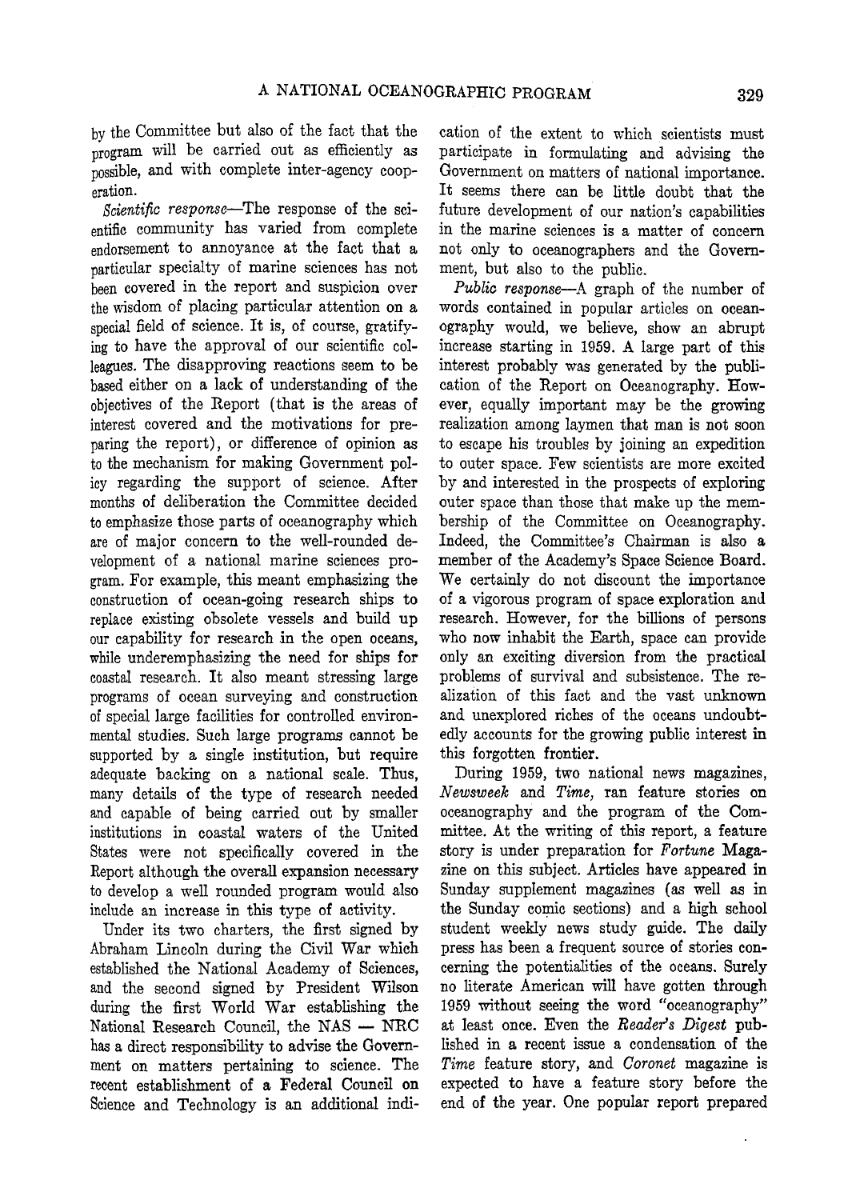by the Committee but also of the fact that the program will be carried out as efficiently as possible, and with complete inter-agency cooperation.

*Scientific response*—The response of the scientific community has varied from complete endorsement to annoyance at the fact that a particular specialty of marine sciences has not been covered in the report and suspicion over the wisdom of placing particular attention on a special field of science. It is, of course, gratifying to have the approval of our scientific colleagues. The disapproving reactions seem to be based either on a lack of understanding of the objectives of the Report (that is the areas of interest covered and the motivations for preparing the report), or difference of opinion as to the mechanism for making Government policy regarding the support of science. After months of deliberation the Committee decided to emphasize those parts of oceanography which are of major concern to the well-rounded development of a national marine sciences program. For example, this meant emphasizing the construction of ocean-going research ships to replace existing obsolete vessels and build up our capability for research in the open oceans, while underemphasizing the need for ships for coastal research. It also meant stressing large programs of ocean surveying and construction of special large facilities for controlled environmental studies. Such large programs cannot be supported by a single institution, but require adequate backing on a national scale. Thus, many details of the type of research needed and capable of being carried out by smaller institutions in coastal waters of the United States were not specifically covered in the Report although the overall expansion necessary to develop a well rounded program would also include an increase in this type of activity.

Under its two charters, the first signed by Abraham Lincoln during the Civil War which established the National Academy of Sciences, and the second signed by President Wilson during the first World War establishing the National Research Council, the NAS — NRC has a direct responsibility to advise the Government on matters pertaining to science. The recent establishment of a Federal Council on Science and Technology is an additional indication of the extent to which scientists must participate in formulating and advising the Government on matters of national importance. It seems there can be little doubt that the future development of our nation's capabilities in the marine sciences is a matter of concern not only to oceanographers and the Government, but also to the public.

*Public response*—A graph of the number of words contained in popular articles on oceanography would, we believe, show an abrupt increase starting in 1959. A large part of this interest probably was generated by the publication of the Report on Oceanography. However, equally important may be the growing realization among laymen that man is not soon to escape his troubles by joining an expedition to outer space. Few scientists are more excited by and interested in the prospects of exploring outer space than those that make up the membership of the Committee on Oceanography. Indeed, the Committee's Chairman is also a member of the Academy's Space Science Board. We certainly do not discount the importance of a vigorous program of space exploration and research. However, for the billions of persons who now inhabit the Earth, space can provide only an exciting diversion from the practical problems of survival and subsistence. The realization of this fact and the vast unknown and unexplored riches of the oceans undoubtedly accounts for the growing public interest in this forgotten frontier.

During 1959, two national news magazines, *Newsweek* and *Time*, ran feature stories on oceanography and the program of the Committee. At the writing of this report, a feature story is under preparation for *Fortune* Magazine on this subject. Articles have appeared in Sunday supplement magazines (as well as in the Sunday comic sections) and a high school student weekly news study guide. The daily press has been a frequent source of stories concerning the potentialities of the oceans. Surely no literate American will have gotten through 1959 without seeing the word "oceanography" at least once. Even the *Reader's Digest* published in a recent issue a condensation of the *Time* feature story, and *Coronet* magazine is expected to have a feature story before the end of the year. One popular report prepared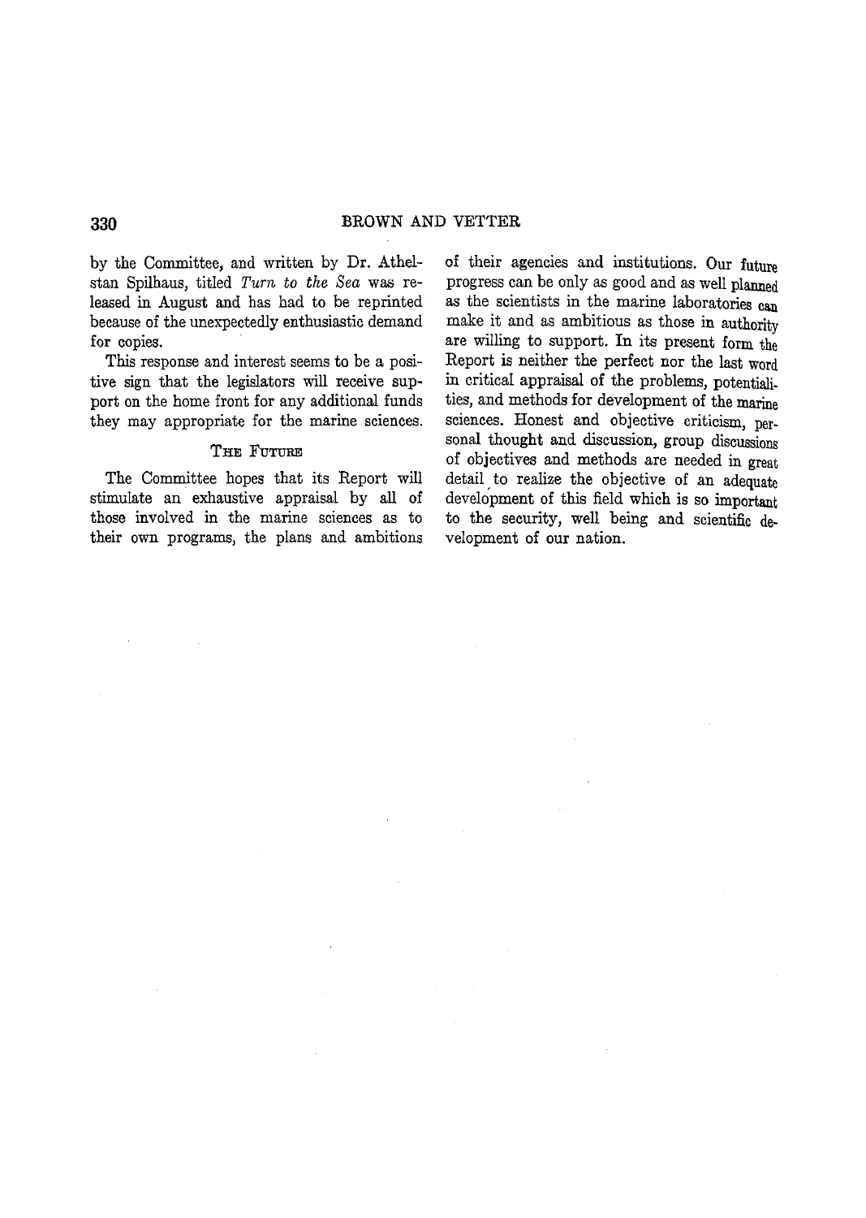by the Committee, and written by Dr. Athelstan Spilhaus, titled *Turn to the Sea* was released in August and has had to be reprinted because of the unexpectedly enthusiastic demand for copies.

This response and interest seems to be a positive sign that the legislators will receive support on the home front for any additional funds they may appropriate for the marine sciences.

### The Future

The Committee hopes that its Report will stimulate an exhaustive appraisal by all of those involved in the marine sciences as to their own programs, the plans and ambitions of their agencies and institutions. Our future progress can be only as good and as well planned as the scientists in the marine laboratories can make it and as ambitious as those in authority are willing to support. In its present form the Report is neither the perfect nor the last word in critical appraisal of the problems, potentialities, and methods for development of the marine sciences. Honest and objective criticism, personal thought and discussion, group discussions of objectives and methods are needed in great detail to realize the objective of an adequate development of this field which is so important to the security, well being and scientific development of our nation.